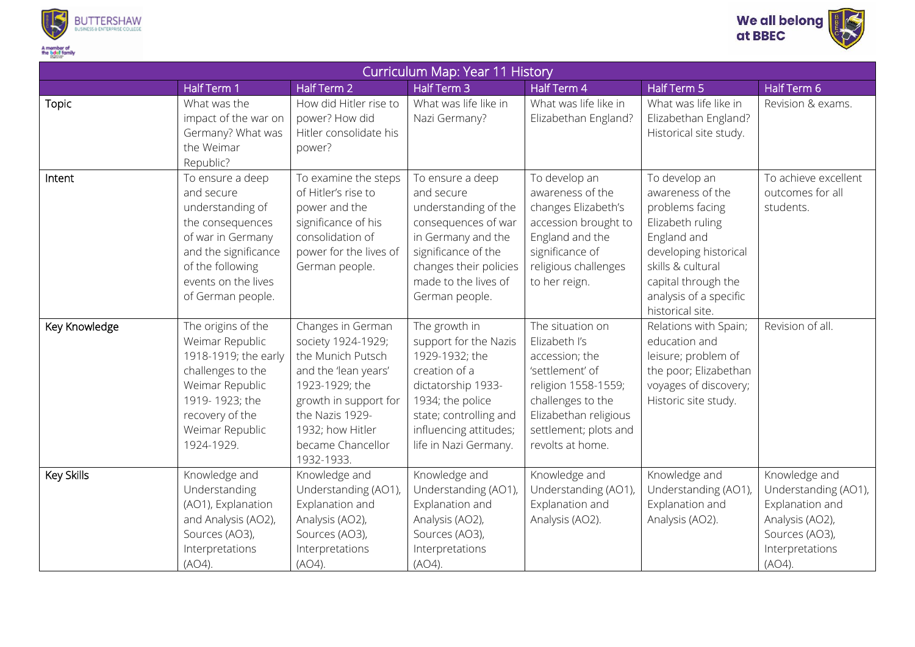# Curriculum Map: Year 11 History

| | Half Term 1 | Half Term 2 | Half Term 3 | Half Term 4 | Half Term 5 | Half Term 6 |
|---|---|---|---|---|---|---|
| Topic | What was the impact of the war on Germany? What was the Weimar Republic? | How did Hitler rise to power? How did Hitler consolidate his power? | What was life like in Nazi Germany? | What was life like in Elizabethan England? | What was life like in Elizabethan England? Historical site study. | Revision & exams. |
| Intent | To ensure a deep and secure understanding of the consequences of war in Germany and the significance of the following events on the lives of German people. | To examine the steps of Hitler's rise to power and the significance of his consolidation of power for the lives of German people. | To ensure a deep and secure understanding of the consequences of war in Germany and the significance of the changes their policies made to the lives of German people. | To develop an awareness of the changes Elizabeth's accession brought to England and the significance of religious challenges to her reign. | To develop an awareness of the problems facing Elizabeth ruling England and developing historical skills & cultural capital through the analysis of a specific historical site. | To achieve excellent outcomes for all students. |
| Key Knowledge | The origins of the Weimar Republic 1918-1919; the early challenges to the Weimar Republic 1919- 1923; the recovery of the Weimar Republic 1924-1929. | Changes in German society 1924-1929; the Munich Putsch and the 'lean years' 1923-1929; the growth in support for the Nazis 1929-1932; how Hitler became Chancellor 1932-1933. | The growth in support for the Nazis 1929-1932; the creation of a dictatorship 1933-1934; the police state; controlling and influencing attitudes; life in Nazi Germany. | The situation on Elizabeth I's accession; the 'settlement' of religion 1558-1559; challenges to the Elizabethan religious settlement; plots and revolts at home. | Relations with Spain; education and leisure; problem of the poor; Elizabethan voyages of discovery; Historic site study. | Revision of all. |
| Key Skills | Knowledge and Understanding (AO1), Explanation and Analysis (AO2), Sources (AO3), Interpretations (AO4). | Knowledge and Understanding (AO1), Explanation and Analysis (AO2), Sources (AO3), Interpretations (AO4). | Knowledge and Understanding (AO1), Explanation and Analysis (AO2), Sources (AO3), Interpretations (AO4). | Knowledge and Understanding (AO1), Explanation and Analysis (AO2). | Knowledge and Understanding (AO1), Explanation and Analysis (AO2). | Knowledge and Understanding (AO1), Explanation and Analysis (AO2), Sources (AO3), Interpretations (AO4). |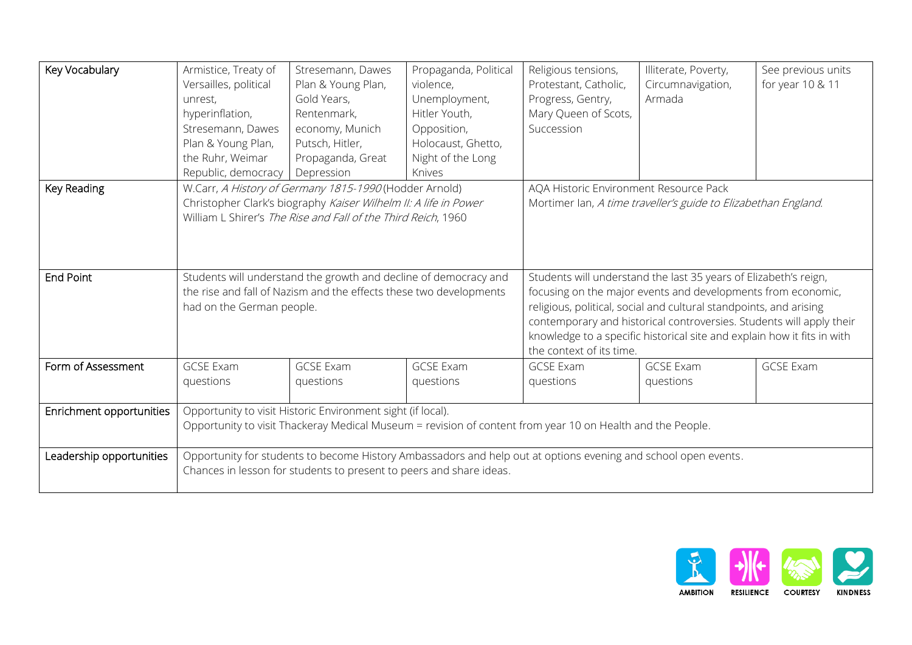| | | | | | | |
|---|---|---|---|---|---|---|
| Key Vocabulary | Armistice, Treaty of Versailles, political unrest, hyperinflation, Stresemann, Dawes Plan & Young Plan, the Ruhr, Weimar Republic, democracy | Stresemann, Dawes Plan & Young Plan, Gold Years, Rentenmark, economy, Munich Putsch, Hitler, Propaganda, Great Depression | Propaganda, Political violence, Unemployment, Hitler Youth, Opposition, Holocaust, Ghetto, Night of the Long Knives | Religious tensions, Protestant, Catholic, Progress, Gentry, Mary Queen of Scots, Succession | Illiterate, Poverty, Circumnavigation, Armada | See previous units for year 10 & 11 |
| Key Reading | W.Carr, *A History of Germany 1815-1990* (Hodder Arnold)<br>Christopher Clark's biography *Kaiser Wilhelm II: A life in Power*<br>William L Shirer's *The Rise and Fall of the Third Reich*, 1960 | | | AQA Historic Environment Resource Pack<br>Mortimer Ian, *A time traveller's guide to Elizabethan England.* | | |
| End Point | Students will understand the growth and decline of democracy and the rise and fall of Nazism and the effects these two developments had on the German people. | | | Students will understand the last 35 years of Elizabeth's reign, focusing on the major events and developments from economic, religious, political, social and cultural standpoints, and arising contemporary and historical controversies. Students will apply their knowledge to a specific historical site and explain how it fits in with the context of its time. | | |
| Form of Assessment | GCSE Exam questions | GCSE Exam questions | GCSE Exam questions | GCSE Exam questions | GCSE Exam questions | GCSE Exam |
| Enrichment opportunities | Opportunity to visit Historic Environment sight (if local).<br>Opportunity to visit Thackeray Medical Museum = revision of content from year 10 on Health and the People. | | | | | |
| Leadership opportunities | Opportunity for students to become History Ambassadors and help out at options evening and school open events.<br>Chances in lesson for students to present to peers and share ideas. | | | | | |

AMBITION RESILIENCE COURTESY KINDNESS